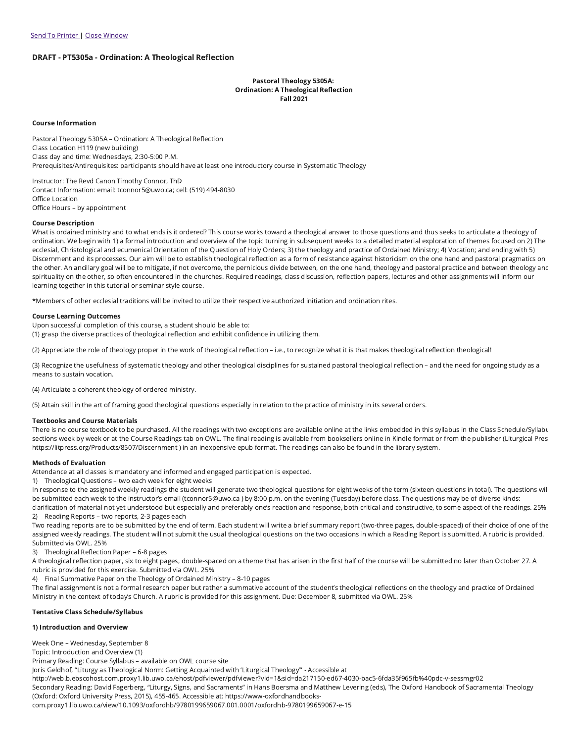Send To Printer | Close Window

## DRAFT - PT5305a - Ordination: A Theological Reflection

**Pastoral Theology 5305A:**
**Ordination: A Theological Reflection**
**Fall 2021**

### Course Information

Pastoral Theology 5305A – Ordination: A Theological Reflection
Class Location H119 (new building)
Class day and time: Wednesdays, 2:30-5:00 P.M.
Prerequisites/Antirequisites: participants should have at least one introductory course in Systematic Theology

Instructor: The Revd Canon Timothy Connor, ThD
Contact Information: email: tconnor5@uwo.ca; cell: (519) 494-8030
Office Location
Office Hours – by appointment

### Course Description

What is ordained ministry and to what ends is it ordered? This course works toward a theological answer to those questions and thus seeks to articulate a theology of ordination. We begin with 1) a formal introduction and overview of the topic turning in subsequent weeks to a detailed material exploration of themes focused on 2) The ecclesial, Christological and ecumenical Orientation of the Question of Holy Orders; 3) the theology and practice of Ordained Ministry; 4) Vocation; and ending with 5) Discernment and its processes. Our aim will be to establish theological reflection as a form of resistance against historicism on the one hand and pastoral pragmatics on the other. An ancillary goal will be to mitigate, if not overcome, the pernicious divide between, on the one hand, theology and pastoral practice and between theology and spirituality on the other, so often encountered in the churches. Required readings, class discussion, reflection papers, lectures and other assignments will inform our learning together in this tutorial or seminar style course.

*Members of other ecclesial traditions will be invited to utilize their respective authorized initiation and ordination rites.

### Course Learning Outcomes

Upon successful completion of this course, a student should be able to:

(1) grasp the diverse practices of theological reflection and exhibit confidence in utilizing them.

(2) Appreciate the role of theology proper in the work of theological reflection – i.e., to recognize what it is that makes theological reflection theological!

(3) Recognize the usefulness of systematic theology and other theological disciplines for sustained pastoral theological reflection – and the need for ongoing study as a means to sustain vocation.

(4) Articulate a coherent theology of ordered ministry.

(5) Attain skill in the art of framing good theological questions especially in relation to the practice of ministry in its several orders.

### Textbooks and Course Materials

There is no course textbook to be purchased. All the readings with two exceptions are available online at the links embedded in this syllabus in the Class Schedule/Syllabus sections week by week or at the Course Readings tab on OWL. The final reading is available from booksellers online in Kindle format or from the publisher (Liturgical Press https://litpress.org/Products/8507/Discernment ) in an inexpensive epub format. The readings can also be found in the library system.

### Methods of Evaluation

Attendance at all classes is mandatory and informed and engaged participation is expected.

1) Theological Questions – two each week for eight weeks

In response to the assigned weekly readings the student will generate two theological questions for eight weeks of the term (sixteen questions in total). The questions will be submitted each week to the instructor's email (tconnor5@uwo.ca ) by 8:00 p.m. on the evening (Tuesday) before class. The questions may be of diverse kinds: clarification of material not yet understood but especially and preferably one's reaction and response, both critical and constructive, to some aspect of the readings. 25%

2) Reading Reports – two reports, 2-3 pages each

Two reading reports are to be submitted by the end of term. Each student will write a brief summary report (two-three pages, double-spaced) of their choice of one of the assigned weekly readings. The student will not submit the usual theological questions on the two occasions in which a Reading Report is submitted. A rubric is provided. Submitted via OWL. 25%

3) Theological Reflection Paper – 6-8 pages

A theological reflection paper, six to eight pages, double-spaced on a theme that has arisen in the first half of the course will be submitted no later than October 27. A rubric is provided for this exercise. Submitted via OWL. 25%

4) Final Summative Paper on the Theology of Ordained Ministry – 8-10 pages

The final assignment is not a formal research paper but rather a summative account of the student's theological reflections on the theology and practice of Ordained Ministry in the context of today's Church. A rubric is provided for this assignment. Due: December 8, submitted via OWL. 25%

### Tentative Class Schedule/Syllabus

#### 1) Introduction and Overview

Week One – Wednesday, September 8
Topic: Introduction and Overview (1)
Primary Reading: Course Syllabus – available on OWL course site
Joris Geldhof, "Liturgy as Theological Norm: Getting Acquainted with 'Liturgical Theology'" - Accessible at
http://web.b.ebscohost.com.proxy1.lib.uwo.ca/ehost/pdfviewer/pdfviewer?vid=1&sid=da217150-ed67-4030-bac5-6fda35f965fb%40pdc-v-sessmgr02
Secondary Reading: David Fagerberg, "Liturgy, Signs, and Sacraments" in Hans Boersma and Matthew Levering (eds), The Oxford Handbook of Sacramental Theology (Oxford: Oxford University Press, 2015), 455-465. Accessible at: https://www-oxfordhandbooks-com.proxy1.lib.uwo.ca/view/10.1093/oxfordhb/9780199659067.001.0001/oxfordhb-9780199659067-e-15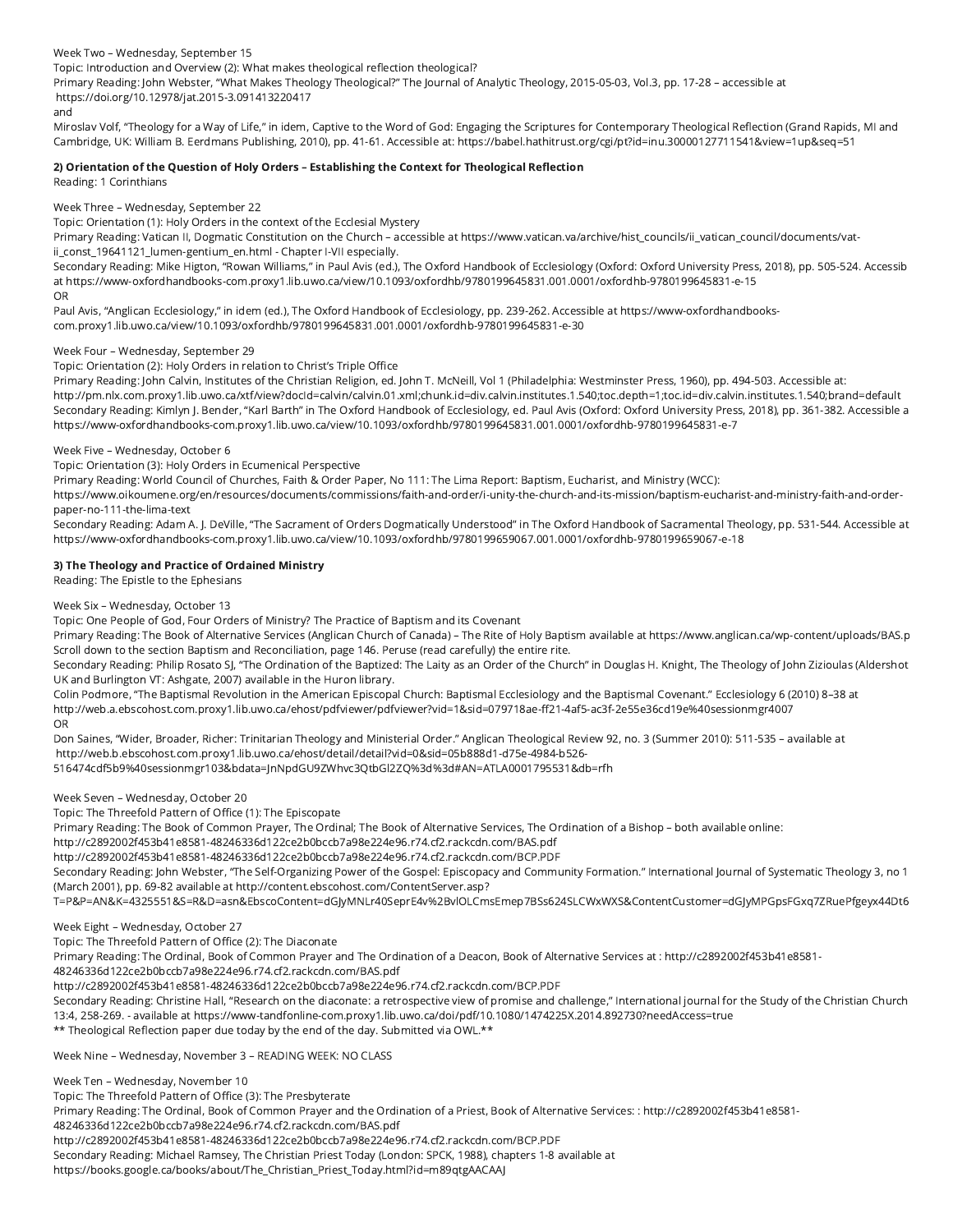Week Two – Wednesday, September 15
Topic: Introduction and Overview (2): What makes theological reflection theological?
Primary Reading: John Webster, "What Makes Theology Theological?" The Journal of Analytic Theology, 2015-05-03, Vol.3, pp. 17-28 – accessible at https://doi.org/10.12978/jat.2015-3.091413220417
and
Miroslav Volf, "Theology for a Way of Life," in idem, Captive to the Word of God: Engaging the Scriptures for Contemporary Theological Reflection (Grand Rapids, MI and Cambridge, UK: William B. Eerdmans Publishing, 2010), pp. 41-61. Accessible at: https://babel.hathitrust.org/cgi/pt?id=inu.30000127711541&view=1up&seq=51

**2) Orientation of the Question of Holy Orders – Establishing the Context for Theological Reflection**
Reading: 1 Corinthians

Week Three – Wednesday, September 22
Topic: Orientation (1): Holy Orders in the context of the Ecclesial Mystery
Primary Reading: Vatican II, Dogmatic Constitution on the Church – accessible at https://www.vatican.va/archive/hist_councils/ii_vatican_council/documents/vat-ii_const_19641121_lumen-gentium_en.html - Chapter I-VII especially.
Secondary Reading: Mike Higton, "Rowan Williams," in Paul Avis (ed.), The Oxford Handbook of Ecclesiology (Oxford: Oxford University Press, 2018), pp. 505-524. Accessib at https://www-oxfordhandbooks-com.proxy1.lib.uwo.ca/view/10.1093/oxfordhb/9780199645831.001.0001/oxfordhb-9780199645831-e-15
OR
Paul Avis, "Anglican Ecclesiology," in idem (ed.), The Oxford Handbook of Ecclesiology, pp. 239-262. Accessible at https://www-oxfordhandbooks-com.proxy1.lib.uwo.ca/view/10.1093/oxfordhb/9780199645831.001.0001/oxfordhb-9780199645831-e-30

Week Four – Wednesday, September 29
Topic: Orientation (2): Holy Orders in relation to Christ's Triple Office
Primary Reading: John Calvin, Institutes of the Christian Religion, ed. John T. McNeill, Vol 1 (Philadelphia: Westminster Press, 1960), pp. 494-503. Accessible at: http://pm.nlx.com.proxy1.lib.uwo.ca/xtf/view?docId=calvin/calvin.01.xml;chunk.id=div.calvin.institutes.1.540;toc.depth=1;toc.id=div.calvin.institutes.1.540;brand=default
Secondary Reading: Kimlyn J. Bender, "Karl Barth" in The Oxford Handbook of Ecclesiology, ed. Paul Avis (Oxford: Oxford University Press, 2018), pp. 361-382. Accessible a https://www-oxfordhandbooks-com.proxy1.lib.uwo.ca/view/10.1093/oxfordhb/9780199645831.001.0001/oxfordhb-9780199645831-e-7

Week Five – Wednesday, October 6
Topic: Orientation (3): Holy Orders in Ecumenical Perspective
Primary Reading: World Council of Churches, Faith & Order Paper, No 111: The Lima Report: Baptism, Eucharist, and Ministry (WCC): https://www.oikoumene.org/en/resources/documents/commissions/faith-and-order/i-unity-the-church-and-its-mission/baptism-eucharist-and-ministry-faith-and-order-paper-no-111-the-lima-text
Secondary Reading: Adam A. J. DeVille, "The Sacrament of Orders Dogmatically Understood" in The Oxford Handbook of Sacramental Theology, pp. 531-544. Accessible at https://www-oxfordhandbooks-com.proxy1.lib.uwo.ca/view/10.1093/oxfordhb/9780199659067.001.0001/oxfordhb-9780199659067-e-18

**3) The Theology and Practice of Ordained Ministry**
Reading: The Epistle to the Ephesians

Week Six – Wednesday, October 13
Topic: One People of God, Four Orders of Ministry? The Practice of Baptism and its Covenant
Primary Reading: The Book of Alternative Services (Anglican Church of Canada) – The Rite of Holy Baptism available at https://www.anglican.ca/wp-content/uploads/BAS.p Scroll down to the section Baptism and Reconciliation, page 146. Peruse (read carefully) the entire rite.
Secondary Reading: Philip Rosato SJ, "The Ordination of the Baptized: The Laity as an Order of the Church" in Douglas H. Knight, The Theology of John Zizioulas (Aldershot UK and Burlington VT: Ashgate, 2007) available in the Huron library.
Colin Podmore, "The Baptismal Revolution in the American Episcopal Church: Baptismal Ecclesiology and the Baptismal Covenant." Ecclesiology 6 (2010) 8–38 at http://web.a.ebscohost.com.proxy1.lib.uwo.ca/ehost/pdfviewer/pdfviewer?vid=1&sid=079718ae-ff21-4af5-ac3f-2e55e36cd19e%40sessionmgr4007
OR
Don Saines, "Wider, Broader, Richer: Trinitarian Theology and Ministerial Order." Anglican Theological Review 92, no. 3 (Summer 2010): 511-535 – available at http://web.b.ebscohost.com.proxy1.lib.uwo.ca/ehost/detail/detail?vid=0&sid=05b888d1-d75e-4984-b526-516474cdf5b9%40sessionmgr103&bdata=JnNpdGU9ZWhvc3QtbGl2ZQ%3d%3d#AN=ATLA0001795531&db=rfh

Week Seven – Wednesday, October 20
Topic: The Threefold Pattern of Office (1): The Episcopate
Primary Reading: The Book of Common Prayer, The Ordinal; The Book of Alternative Services, The Ordination of a Bishop – both available online:
http://c2892002f453b41e8581-48246336d122ce2b0bccb7a98e224e96.r74.cf2.rackcdn.com/BAS.pdf
http://c2892002f453b41e8581-48246336d122ce2b0bccb7a98e224e96.r74.cf2.rackcdn.com/BCP.PDF
Secondary Reading: John Webster, "The Self-Organizing Power of the Gospel: Episcopacy and Community Formation." International Journal of Systematic Theology 3, no 1 (March 2001), pp. 69-82 available at http://content.ebscohost.com/ContentServer.asp?T=P&P=AN&K=4325551&S=R&D=asn&EbscoContent=dGJyMNLr40SeprE4v%2BvlOLCmsEmep7BSs624SLCWxWXS&ContentCustomer=dGJyMPGpsFGxq7ZRuePfgeyx44Dt6

Week Eight – Wednesday, October 27
Topic: The Threefold Pattern of Office (2): The Diaconate
Primary Reading: The Ordinal, Book of Common Prayer and The Ordination of a Deacon, Book of Alternative Services at : http://c2892002f453b41e8581-48246336d122ce2b0bccb7a98e224e96.r74.cf2.rackcdn.com/BAS.pdf
http://c2892002f453b41e8581-48246336d122ce2b0bccb7a98e224e96.r74.cf2.rackcdn.com/BCP.PDF
Secondary Reading: Christine Hall, "Research on the diaconate: a retrospective view of promise and challenge," International journal for the Study of the Christian Church 13:4, 258-269. - available at https://www-tandfonline-com.proxy1.lib.uwo.ca/doi/pdf/10.1080/1474225X.2014.892730?needAccess=true
** Theological Reflection paper due today by the end of the day. Submitted via OWL.**

Week Nine – Wednesday, November 3 – READING WEEK: NO CLASS

Week Ten – Wednesday, November 10
Topic: The Threefold Pattern of Office (3): The Presbyterate
Primary Reading: The Ordinal, Book of Common Prayer and the Ordination of a Priest, Book of Alternative Services: : http://c2892002f453b41e8581-48246336d122ce2b0bccb7a98e224e96.r74.cf2.rackcdn.com/BAS.pdf
http://c2892002f453b41e8581-48246336d122ce2b0bccb7a98e224e96.r74.cf2.rackcdn.com/BCP.PDF
Secondary Reading: Michael Ramsey, The Christian Priest Today (London: SPCK, 1988), chapters 1-8 available at https://books.google.ca/books/about/The_Christian_Priest_Today.html?id=m89qtgAACAAJ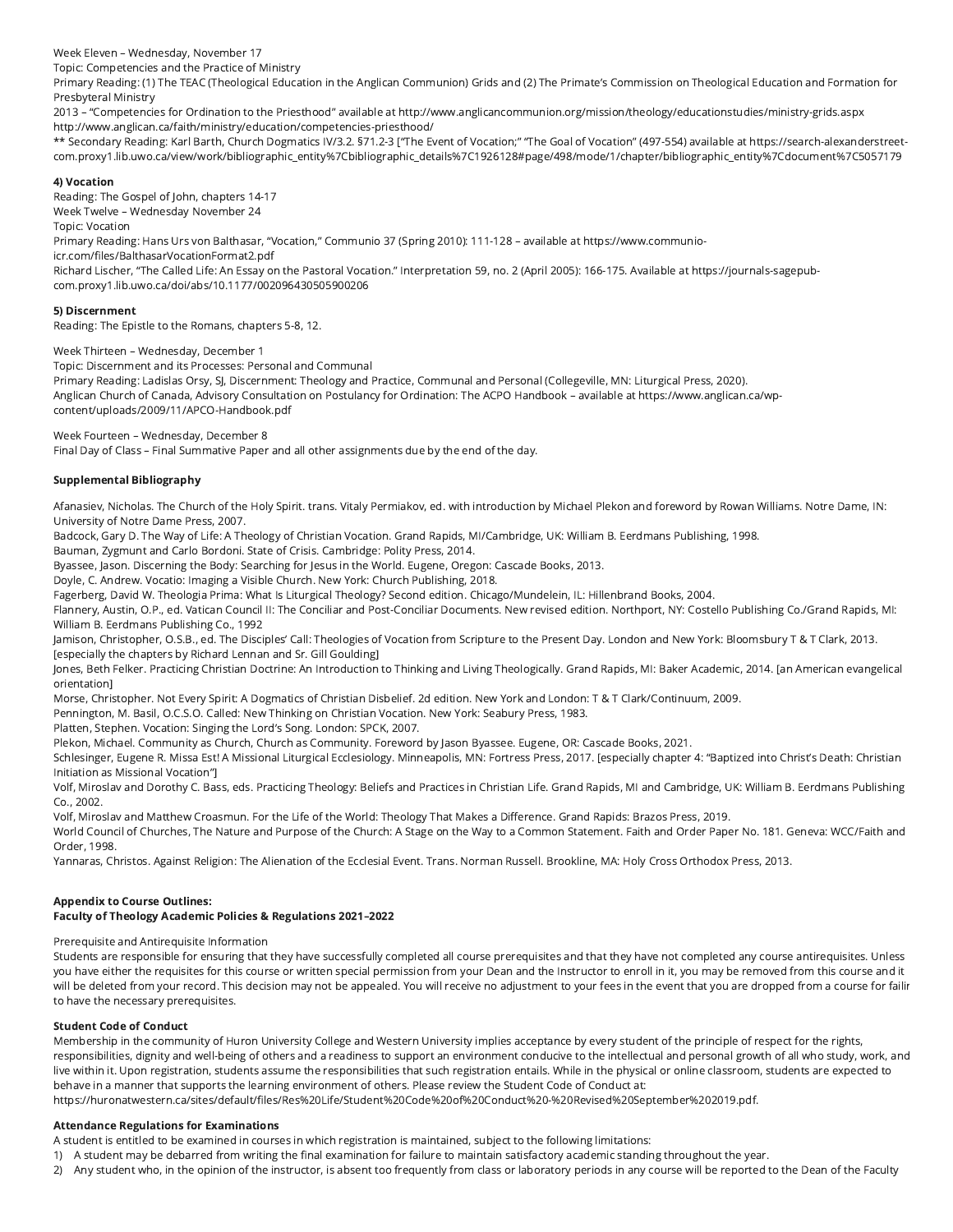Week Eleven – Wednesday, November 17
Topic: Competencies and the Practice of Ministry
Primary Reading: (1) The TEAC (Theological Education in the Anglican Communion) Grids and (2) The Primate's Commission on Theological Education and Formation for Presbyteral Ministry
2013 – "Competencies for Ordination to the Priesthood" available at http://www.anglicancommunion.org/mission/theology/educationstudies/ministry-grids.aspx
http://www.anglican.ca/faith/ministry/education/competencies-priesthood/
** Secondary Reading: Karl Barth, Church Dogmatics IV/3.2. §71.2-3 ["The Event of Vocation;" "The Goal of Vocation" (497-554) available at https://search-alexanderstreet-com.proxy1.lib.uwo.ca/view/work/bibliographic_entity%7Cbibliographic_details%7C1926128#page/498/mode/1/chapter/bibliographic_entity%7Cdocument%7C5057179

**4) Vocation**
Reading: The Gospel of John, chapters 14-17
Week Twelve – Wednesday November 24
Topic: Vocation
Primary Reading: Hans Urs von Balthasar, "Vocation," Communio 37 (Spring 2010): 111-128 – available at https://www.communio-icr.com/files/BalthasarVocationFormat2.pdf
Richard Lischer, "The Called Life: An Essay on the Pastoral Vocation." Interpretation 59, no. 2 (April 2005): 166-175. Available at https://journals-sagepub-com.proxy1.lib.uwo.ca/doi/abs/10.1177/002096430505900206

**5) Discernment**
Reading: The Epistle to the Romans, chapters 5-8, 12.

Week Thirteen – Wednesday, December 1
Topic: Discernment and its Processes: Personal and Communal
Primary Reading: Ladislas Orsy, SJ, Discernment: Theology and Practice, Communal and Personal (Collegeville, MN: Liturgical Press, 2020).
Anglican Church of Canada, Advisory Consultation on Postulancy for Ordination: The ACPO Handbook – available at https://www.anglican.ca/wp-content/uploads/2009/11/APCO-Handbook.pdf

Week Fourteen – Wednesday, December 8
Final Day of Class – Final Summative Paper and all other assignments due by the end of the day.

**Supplemental Bibliography**

Afanasiev, Nicholas. The Church of the Holy Spirit. trans. Vitaly Permiakov, ed. with introduction by Michael Plekon and foreword by Rowan Williams. Notre Dame, IN: University of Notre Dame Press, 2007.
Badcock, Gary D. The Way of Life: A Theology of Christian Vocation. Grand Rapids, MI/Cambridge, UK: William B. Eerdmans Publishing, 1998.
Bauman, Zygmunt and Carlo Bordoni. State of Crisis. Cambridge: Polity Press, 2014.
Byassee, Jason. Discerning the Body: Searching for Jesus in the World. Eugene, Oregon: Cascade Books, 2013.
Doyle, C. Andrew. Vocatio: Imaging a Visible Church. New York: Church Publishing, 2018.
Fagerberg, David W. Theologia Prima: What Is Liturgical Theology? Second edition. Chicago/Mundelein, IL: Hillenbrand Books, 2004.
Flannery, Austin, O.P., ed. Vatican Council II: The Conciliar and Post-Conciliar Documents. New revised edition. Northport, NY: Costello Publishing Co./Grand Rapids, MI: William B. Eerdmans Publishing Co., 1992
Jamison, Christopher, O.S.B., ed. The Disciples' Call: Theologies of Vocation from Scripture to the Present Day. London and New York: Bloomsbury T & T Clark, 2013. [especially the chapters by Richard Lennan and Sr. Gill Goulding]
Jones, Beth Felker. Practicing Christian Doctrine: An Introduction to Thinking and Living Theologically. Grand Rapids, MI: Baker Academic, 2014. [an American evangelical orientation]
Morse, Christopher. Not Every Spirit: A Dogmatics of Christian Disbelief. 2d edition. New York and London: T & T Clark/Continuum, 2009.
Pennington, M. Basil, O.C.S.O. Called: New Thinking on Christian Vocation. New York: Seabury Press, 1983.
Platten, Stephen. Vocation: Singing the Lord's Song. London: SPCK, 2007.
Plekon, Michael. Community as Church, Church as Community. Foreword by Jason Byassee. Eugene, OR: Cascade Books, 2021.
Schlesinger, Eugene R. Missa Est! A Missional Liturgical Ecclesiology. Minneapolis, MN: Fortress Press, 2017. [especially chapter 4: "Baptized into Christ's Death: Christian Initiation as Missional Vocation"]
Volf, Miroslav and Dorothy C. Bass, eds. Practicing Theology: Beliefs and Practices in Christian Life. Grand Rapids, MI and Cambridge, UK: William B. Eerdmans Publishing Co., 2002.
Volf, Miroslav and Matthew Croasmun. For the Life of the World: Theology That Makes a Difference. Grand Rapids: Brazos Press, 2019.
World Council of Churches, The Nature and Purpose of the Church: A Stage on the Way to a Common Statement. Faith and Order Paper No. 181. Geneva: WCC/Faith and Order, 1998.
Yannaras, Christos. Against Religion: The Alienation of the Ecclesial Event. Trans. Norman Russell. Brookline, MA: Holy Cross Orthodox Press, 2013.

**Appendix to Course Outlines:**
**Faculty of Theology Academic Policies & Regulations 2021–2022**

Prerequisite and Antirequisite Information
Students are responsible for ensuring that they have successfully completed all course prerequisites and that they have not completed any course antirequisites. Unless you have either the requisites for this course or written special permission from your Dean and the Instructor to enroll in it, you may be removed from this course and it will be deleted from your record. This decision may not be appealed. You will receive no adjustment to your fees in the event that you are dropped from a course for failin to have the necessary prerequisites.

**Student Code of Conduct**
Membership in the community of Huron University College and Western University implies acceptance by every student of the principle of respect for the rights, responsibilities, dignity and well-being of others and a readiness to support an environment conducive to the intellectual and personal growth of all who study, work, and live within it. Upon registration, students assume the responsibilities that such registration entails. While in the physical or online classroom, students are expected to behave in a manner that supports the learning environment of others. Please review the Student Code of Conduct at:
https://huronatwestern.ca/sites/default/files/Res%20Life/Student%20Code%20of%20Conduct%20-%20Revised%20September%202019.pdf.

**Attendance Regulations for Examinations**
A student is entitled to be examined in courses in which registration is maintained, subject to the following limitations:

1) A student may be debarred from writing the final examination for failure to maintain satisfactory academic standing throughout the year.
2) Any student who, in the opinion of the instructor, is absent too frequently from class or laboratory periods in any course will be reported to the Dean of the Faculty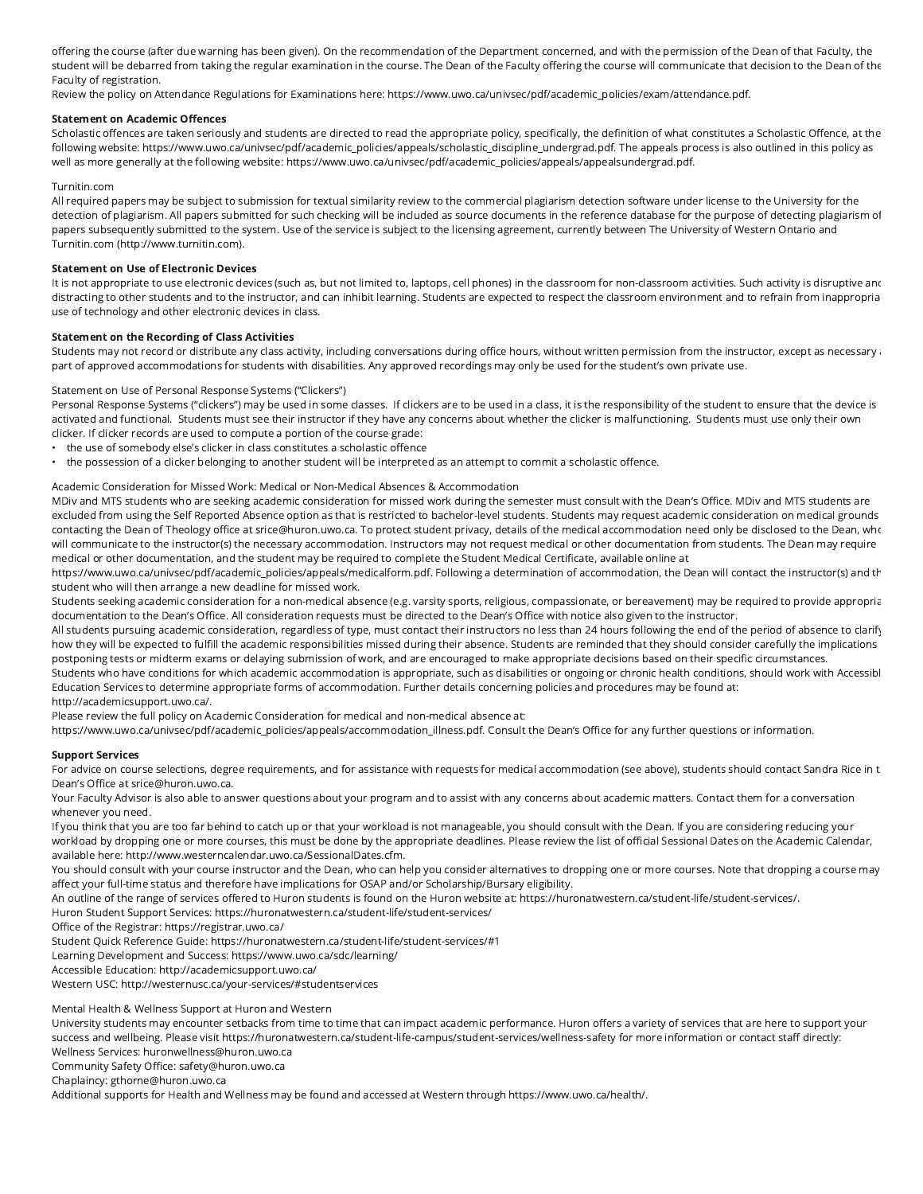offering the course (after due warning has been given). On the recommendation of the Department concerned, and with the permission of the Dean of that Faculty, the student will be debarred from taking the regular examination in the course. The Dean of the Faculty offering the course will communicate that decision to the Dean of the Faculty of registration.
Review the policy on Attendance Regulations for Examinations here: https://www.uwo.ca/univsec/pdf/academic_policies/exam/attendance.pdf.

**Statement on Academic Offences**

Scholastic offences are taken seriously and students are directed to read the appropriate policy, specifically, the definition of what constitutes a Scholastic Offence, at the following website: https://www.uwo.ca/univsec/pdf/academic_policies/appeals/scholastic_discipline_undergrad.pdf. The appeals process is also outlined in this policy as well as more generally at the following website: https://www.uwo.ca/univsec/pdf/academic_policies/appeals/appealsundergrad.pdf.

Turnitin.com

All required papers may be subject to submission for textual similarity review to the commercial plagiarism detection software under license to the University for the detection of plagiarism. All papers submitted for such checking will be included as source documents in the reference database for the purpose of detecting plagiarism of papers subsequently submitted to the system. Use of the service is subject to the licensing agreement, currently between The University of Western Ontario and Turnitin.com (http://www.turnitin.com).

**Statement on Use of Electronic Devices**

It is not appropriate to use electronic devices (such as, but not limited to, laptops, cell phones) in the classroom for non-classroom activities. Such activity is disruptive and distracting to other students and to the instructor, and can inhibit learning. Students are expected to respect the classroom environment and to refrain from inappropria use of technology and other electronic devices in class.

**Statement on the Recording of Class Activities**

Students may not record or distribute any class activity, including conversations during office hours, without written permission from the instructor, except as necessary a part of approved accommodations for students with disabilities. Any approved recordings may only be used for the student's own private use.

Statement on Use of Personal Response Systems ("Clickers")

Personal Response Systems ("clickers") may be used in some classes. If clickers are to be used in a class, it is the responsibility of the student to ensure that the device is activated and functional. Students must see their instructor if they have any concerns about whether the clicker is malfunctioning. Students must use only their own clicker. If clicker records are used to compute a portion of the course grade:

- the use of somebody else's clicker in class constitutes a scholastic offence
- the possession of a clicker belonging to another student will be interpreted as an attempt to commit a scholastic offence.

Academic Consideration for Missed Work: Medical or Non-Medical Absences & Accommodation

MDiv and MTS students who are seeking academic consideration for missed work during the semester must consult with the Dean's Office. MDiv and MTS students are excluded from using the Self Reported Absence option as that is restricted to bachelor-level students. Students may request academic consideration on medical grounds contacting the Dean of Theology office at srice@huron.uwo.ca. To protect student privacy, details of the medical accommodation need only be disclosed to the Dean, who will communicate to the instructor(s) the necessary accommodation. Instructors may not request medical or other documentation from students. The Dean may require medical or other documentation, and the student may be required to complete the Student Medical Certificate, available online at https://www.uwo.ca/univsec/pdf/academic_policies/appeals/medicalform.pdf. Following a determination of accommodation, the Dean will contact the instructor(s) and th student who will then arrange a new deadline for missed work.
Students seeking academic consideration for a non-medical absence (e.g. varsity sports, religious, compassionate, or bereavement) may be required to provide appropria documentation to the Dean's Office. All consideration requests must be directed to the Dean's Office with notice also given to the instructor.
All students pursuing academic consideration, regardless of type, must contact their instructors no less than 24 hours following the end of the period of absence to clarify how they will be expected to fulfill the academic responsibilities missed during their absence. Students are reminded that they should consider carefully the implications postponing tests or midterm exams or delaying submission of work, and are encouraged to make appropriate decisions based on their specific circumstances.
Students who have conditions for which academic accommodation is appropriate, such as disabilities or ongoing or chronic health conditions, should work with Accessibl Education Services to determine appropriate forms of accommodation. Further details concerning policies and procedures may be found at: http://academicsupport.uwo.ca/.
Please review the full policy on Academic Consideration for medical and non-medical absence at: https://www.uwo.ca/univsec/pdf/academic_policies/appeals/accommodation_illness.pdf. Consult the Dean's Office for any further questions or information.

**Support Services**

For advice on course selections, degree requirements, and for assistance with requests for medical accommodation (see above), students should contact Sandra Rice in t Dean's Office at srice@huron.uwo.ca.
Your Faculty Advisor is also able to answer questions about your program and to assist with any concerns about academic matters. Contact them for a conversation whenever you need.
If you think that you are too far behind to catch up or that your workload is not manageable, you should consult with the Dean. If you are considering reducing your workload by dropping one or more courses, this must be done by the appropriate deadlines. Please review the list of official Sessional Dates on the Academic Calendar, available here: http://www.westerncalendar.uwo.ca/SessionalDates.cfm.
You should consult with your course instructor and the Dean, who can help you consider alternatives to dropping one or more courses. Note that dropping a course may affect your full-time status and therefore have implications for OSAP and/or Scholarship/Bursary eligibility.
An outline of the range of services offered to Huron students is found on the Huron website at: https://huronatwestern.ca/student-life/student-services/.
Huron Student Support Services: https://huronatwestern.ca/student-life/student-services/
Office of the Registrar: https://registrar.uwo.ca/
Student Quick Reference Guide: https://huronatwestern.ca/student-life/student-services/#1
Learning Development and Success: https://www.uwo.ca/sdc/learning/
Accessible Education: http://academicsupport.uwo.ca/
Western USC: http://westernusc.ca/your-services/#studentservices

Mental Health & Wellness Support at Huron and Western

University students may encounter setbacks from time to time that can impact academic performance. Huron offers a variety of services that are here to support your success and wellbeing. Please visit https://huronatwestern.ca/student-life-campus/student-services/wellness-safety for more information or contact staff directly:
Wellness Services: huronwellness@huron.uwo.ca
Community Safety Office: safety@huron.uwo.ca
Chaplaincy: gthorne@huron.uwo.ca
Additional supports for Health and Wellness may be found and accessed at Western through https://www.uwo.ca/health/.